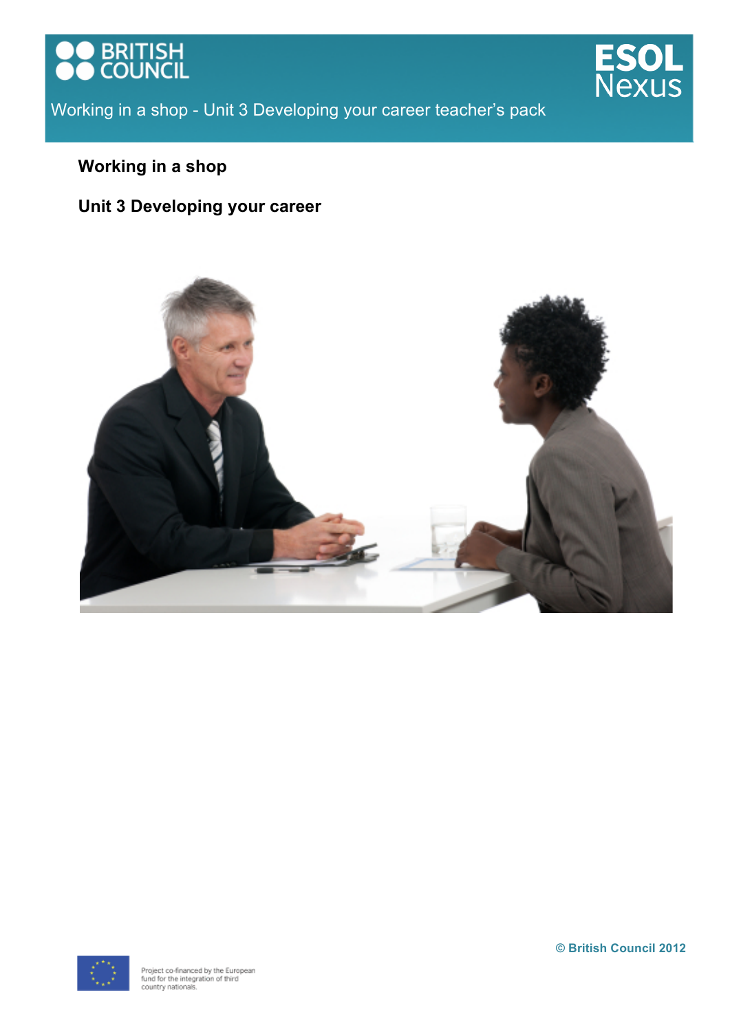# Working in a shop

## Unit 3 Developing your career

© British Council 2012

Project co-financed by the European fund for the integration of third country nationals.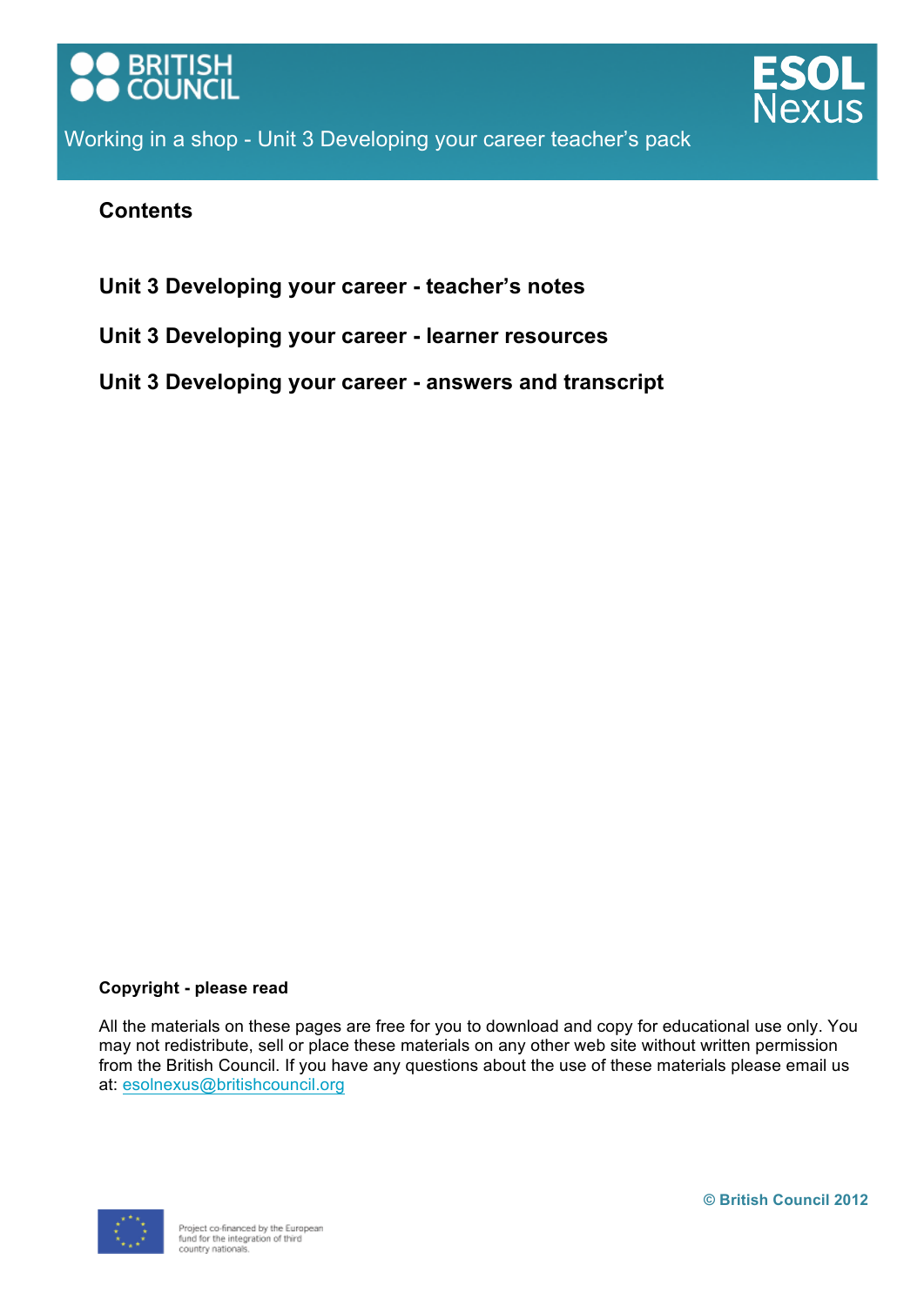Working in a shop - Unit 3 Developing your career teacher's pack

## Contents

**Unit 3 Developing your career - teacher's notes**

**Unit 3 Developing your career - learner resources**

**Unit 3 Developing your career - answers and transcript**

**Copyright - please read**

All the materials on these pages are free for you to download and copy for educational use only. You may not redistribute, sell or place these materials on any other web site without written permission from the British Council. If you have any questions about the use of these materials please email us at: esolnexus@britishcouncil.org

Project co-financed by the European fund for the integration of third country nationals.

**© British Council 2012**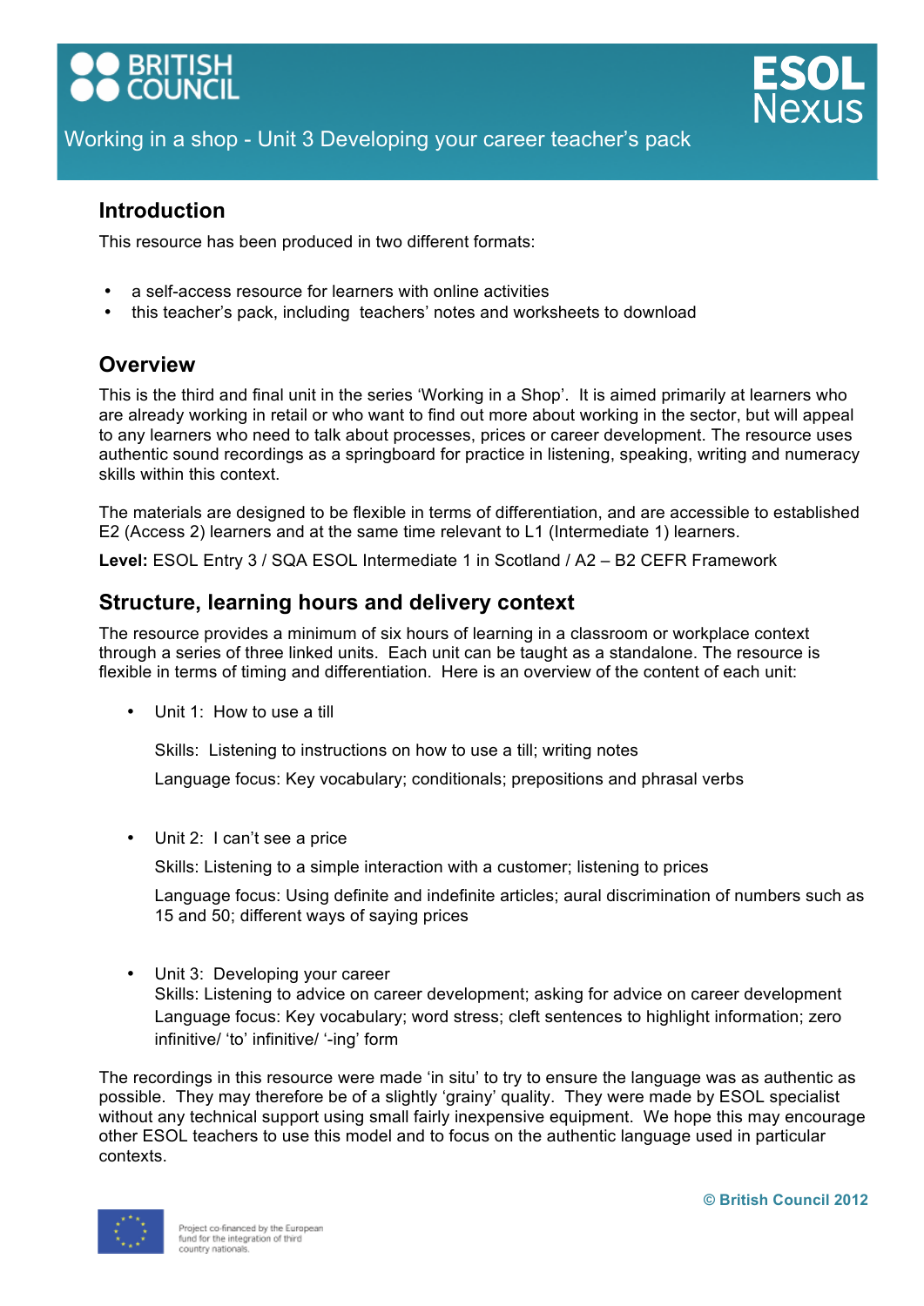Working in a shop - Unit 3 Developing your career teacher's pack

## Introduction

This resource has been produced in two different formats:

- a self-access resource for learners with online activities
- this teacher's pack, including teachers' notes and worksheets to download

## Overview

This is the third and final unit in the series 'Working in a Shop'. It is aimed primarily at learners who are already working in retail or who want to find out more about working in the sector, but will appeal to any learners who need to talk about processes, prices or career development. The resource uses authentic sound recordings as a springboard for practice in listening, speaking, writing and numeracy skills within this context.

The materials are designed to be flexible in terms of differentiation, and are accessible to established E2 (Access 2) learners and at the same time relevant to L1 (Intermediate 1) learners.

**Level:** ESOL Entry 3 / SQA ESOL Intermediate 1 in Scotland / A2 – B2 CEFR Framework

## Structure, learning hours and delivery context

The resource provides a minimum of six hours of learning in a classroom or workplace context through a series of three linked units. Each unit can be taught as a standalone. The resource is flexible in terms of timing and differentiation. Here is an overview of the content of each unit:

- Unit 1: How to use a till

  Skills: Listening to instructions on how to use a till; writing notes

  Language focus: Key vocabulary; conditionals; prepositions and phrasal verbs

- Unit 2: I can't see a price

  Skills: Listening to a simple interaction with a customer; listening to prices

  Language focus: Using definite and indefinite articles; aural discrimination of numbers such as 15 and 50; different ways of saying prices

- Unit 3: Developing your career

  Skills: Listening to advice on career development; asking for advice on career development

  Language focus: Key vocabulary; word stress; cleft sentences to highlight information; zero infinitive/ 'to' infinitive/ '-ing' form

The recordings in this resource were made 'in situ' to try to ensure the language was as authentic as possible. They may therefore be of a slightly 'grainy' quality. They were made by ESOL specialist without any technical support using small fairly inexpensive equipment. We hope this may encourage other ESOL teachers to use this model and to focus on the authentic language used in particular contexts.

© British Council 2012

Project co-financed by the European fund for the integration of third country nationals.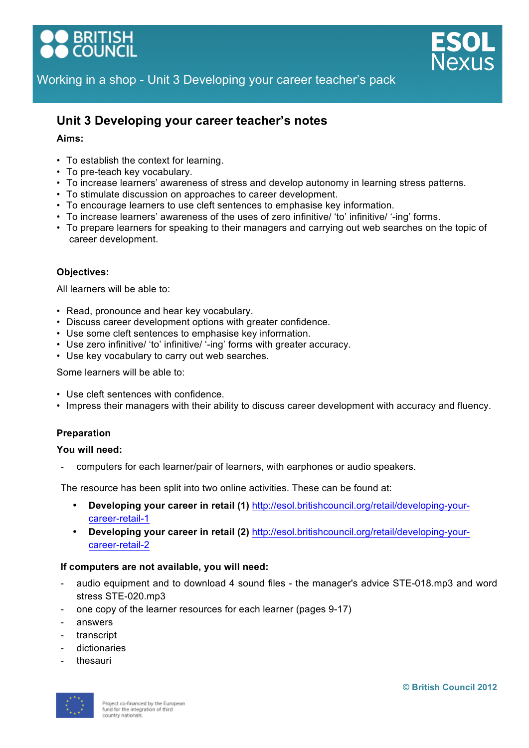## Unit 3 Developing your career teacher's notes

**Aims:**

- To establish the context for learning.
- To pre-teach key vocabulary.
- To increase learners' awareness of stress and develop autonomy in learning stress patterns.
- To stimulate discussion on approaches to career development.
- To encourage learners to use cleft sentences to emphasise key information.
- To increase learners' awareness of the uses of zero infinitive/ 'to' infinitive/ '-ing' forms.
- To prepare learners for speaking to their managers and carrying out web searches on the topic of career development.

**Objectives:**

All learners will be able to:

- Read, pronounce and hear key vocabulary.
- Discuss career development options with greater confidence.
- Use some cleft sentences to emphasise key information.
- Use zero infinitive/ 'to' infinitive/ '-ing' forms with greater accuracy.
- Use key vocabulary to carry out web searches.

Some learners will be able to:

- Use cleft sentences with confidence.
- Impress their managers with their ability to discuss career development with accuracy and fluency.

**Preparation**

**You will need:**

- computers for each learner/pair of learners, with earphones or audio speakers.

The resource has been split into two online activities. These can be found at:

- **Developing your career in retail (1)** http://esol.britishcouncil.org/retail/developing-your-career-retail-1
- **Developing your career in retail (2)** http://esol.britishcouncil.org/retail/developing-your-career-retail-2

**If computers are not available, you will need:**

- audio equipment and to download 4 sound files - the manager's advice STE-018.mp3 and word stress STE-020.mp3
- one copy of the learner resources for each learner (pages 9-17)
- answers
- transcript
- dictionaries
- thesauri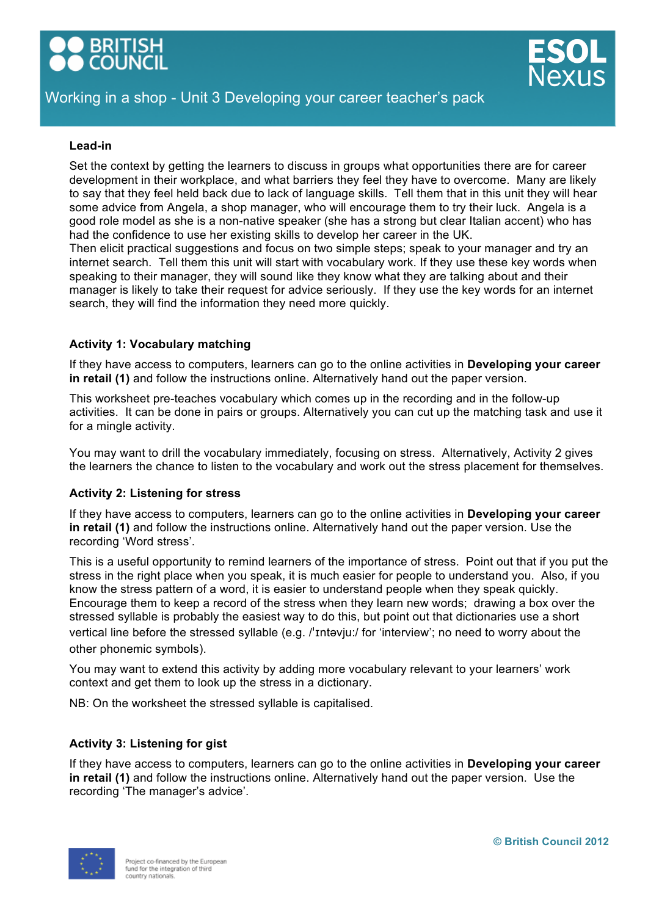### Lead-in

Set the context by getting the learners to discuss in groups what opportunities there are for career development in their workplace, and what barriers they feel they have to overcome. Many are likely to say that they feel held back due to lack of language skills. Tell them that in this unit they will hear some advice from Angela, a shop manager, who will encourage them to try their luck. Angela is a good role model as she is a non-native speaker (she has a strong but clear Italian accent) who has had the confidence to use her existing skills to develop her career in the UK.
Then elicit practical suggestions and focus on two simple steps; speak to your manager and try an internet search. Tell them this unit will start with vocabulary work. If they use these key words when speaking to their manager, they will sound like they know what they are talking about and their manager is likely to take their request for advice seriously. If they use the key words for an internet search, they will find the information they need more quickly.

### Activity 1: Vocabulary matching

If they have access to computers, learners can go to the online activities in **Developing your career in retail (1)** and follow the instructions online. Alternatively hand out the paper version.

This worksheet pre-teaches vocabulary which comes up in the recording and in the follow-up activities. It can be done in pairs or groups. Alternatively you can cut up the matching task and use it for a mingle activity.

You may want to drill the vocabulary immediately, focusing on stress. Alternatively, Activity 2 gives the learners the chance to listen to the vocabulary and work out the stress placement for themselves.

### Activity 2: Listening for stress

If they have access to computers, learners can go to the online activities in **Developing your career in retail (1)** and follow the instructions online. Alternatively hand out the paper version. Use the recording 'Word stress'.

This is a useful opportunity to remind learners of the importance of stress. Point out that if you put the stress in the right place when you speak, it is much easier for people to understand you. Also, if you know the stress pattern of a word, it is easier to understand people when they speak quickly. Encourage them to keep a record of the stress when they learn new words; drawing a box over the stressed syllable is probably the easiest way to do this, but point out that dictionaries use a short vertical line before the stressed syllable (e.g. /ˈɪntəvjuː/ for 'interview'; no need to worry about the other phonemic symbols).

You may want to extend this activity by adding more vocabulary relevant to your learners' work context and get them to look up the stress in a dictionary.

NB: On the worksheet the stressed syllable is capitalised.

### Activity 3: Listening for gist

If they have access to computers, learners can go to the online activities in **Developing your career in retail (1)** and follow the instructions online. Alternatively hand out the paper version. Use the recording 'The manager's advice'.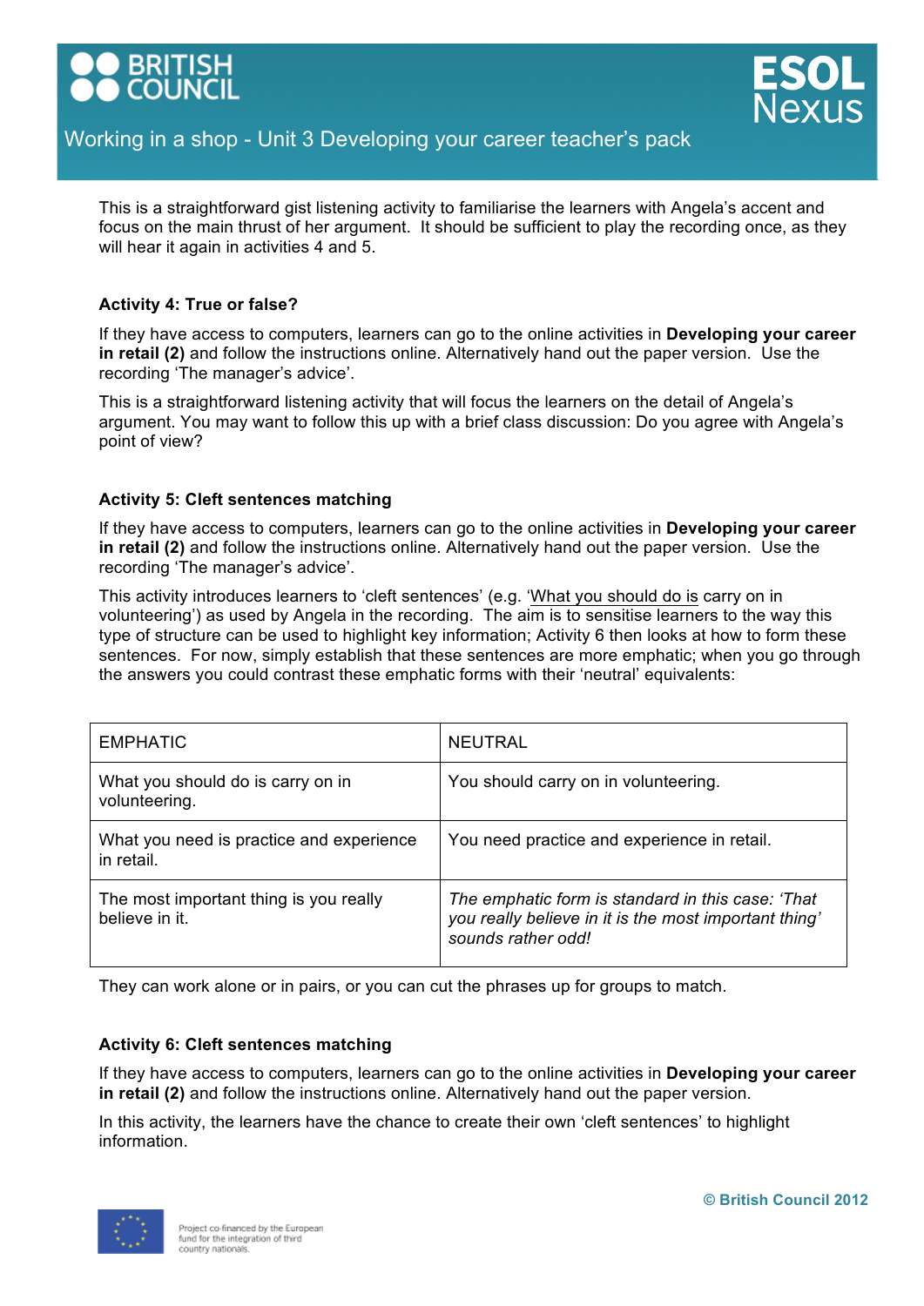This is a straightforward gist listening activity to familiarise the learners with Angela's accent and focus on the main thrust of her argument. It should be sufficient to play the recording once, as they will hear it again in activities 4 and 5.

#### Activity 4: True or false?

If they have access to computers, learners can go to the online activities in **Developing your career in retail (2)** and follow the instructions online. Alternatively hand out the paper version. Use the recording 'The manager's advice'.

This is a straightforward listening activity that will focus the learners on the detail of Angela's argument. You may want to follow this up with a brief class discussion: Do you agree with Angela's point of view?

#### Activity 5: Cleft sentences matching

If they have access to computers, learners can go to the online activities in **Developing your career in retail (2)** and follow the instructions online. Alternatively hand out the paper version. Use the recording 'The manager's advice'.

This activity introduces learners to 'cleft sentences' (e.g. '<u>What you should do is</u> carry on in volunteering') as used by Angela in the recording. The aim is to sensitise learners to the way this type of structure can be used to highlight key information; Activity 6 then looks at how to form these sentences. For now, simply establish that these sentences are more emphatic; when you go through the answers you could contrast these emphatic forms with their 'neutral' equivalents:

| EMPHATIC | NEUTRAL |
|---|---|
| What you should do is carry on in volunteering. | You should carry on in volunteering. |
| What you need is practice and experience in retail. | You need practice and experience in retail. |
| The most important thing is you really believe in it. | *The emphatic form is standard in this case: 'That you really believe in it is the most important thing' sounds rather odd!* |

They can work alone or in pairs, or you can cut the phrases up for groups to match.

#### Activity 6: Cleft sentences matching

If they have access to computers, learners can go to the online activities in **Developing your career in retail (2)** and follow the instructions online. Alternatively hand out the paper version.

In this activity, the learners have the chance to create their own 'cleft sentences' to highlight information.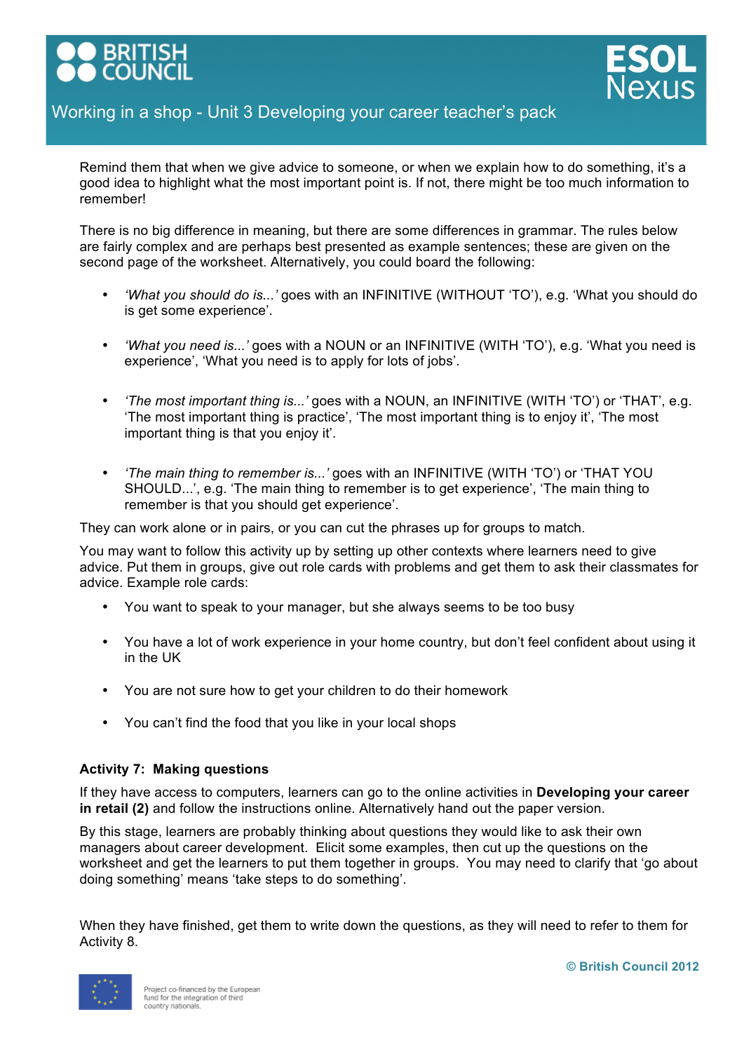Remind them that when we give advice to someone, or when we explain how to do something, it's a good idea to highlight what the most important point is. If not, there might be too much information to remember!

There is no big difference in meaning, but there are some differences in grammar. The rules below are fairly complex and are perhaps best presented as example sentences; these are given on the second page of the worksheet. Alternatively, you could board the following:

- *'What you should do is...'* goes with an INFINITIVE (WITHOUT 'TO'), e.g. 'What you should do is get some experience'.
- *'What you need is...'* goes with a NOUN or an INFINITIVE (WITH 'TO'), e.g. 'What you need is experience', 'What you need is to apply for lots of jobs'.
- *'The most important thing is...'* goes with a NOUN, an INFINITIVE (WITH 'TO') or 'THAT', e.g. 'The most important thing is practice', 'The most important thing is to enjoy it', 'The most important thing is that you enjoy it'.
- *'The main thing to remember is...'* goes with an INFINITIVE (WITH 'TO') or 'THAT YOU SHOULD...', e.g. 'The main thing to remember is to get experience', 'The main thing to remember is that you should get experience'.

They can work alone or in pairs, or you can cut the phrases up for groups to match.

You may want to follow this activity up by setting up other contexts where learners need to give advice. Put them in groups, give out role cards with problems and get them to ask their classmates for advice. Example role cards:

- You want to speak to your manager, but she always seems to be too busy
- You have a lot of work experience in your home country, but don't feel confident about using it in the UK
- You are not sure how to get your children to do their homework
- You can't find the food that you like in your local shops

**Activity 7: Making questions**

If they have access to computers, learners can go to the online activities in **Developing your career in retail (2)** and follow the instructions online. Alternatively hand out the paper version.

By this stage, learners are probably thinking about questions they would like to ask their own managers about career development. Elicit some examples, then cut up the questions on the worksheet and get the learners to put them together in groups. You may need to clarify that 'go about doing something' means 'take steps to do something'.

When they have finished, get them to write down the questions, as they will need to refer to them for Activity 8.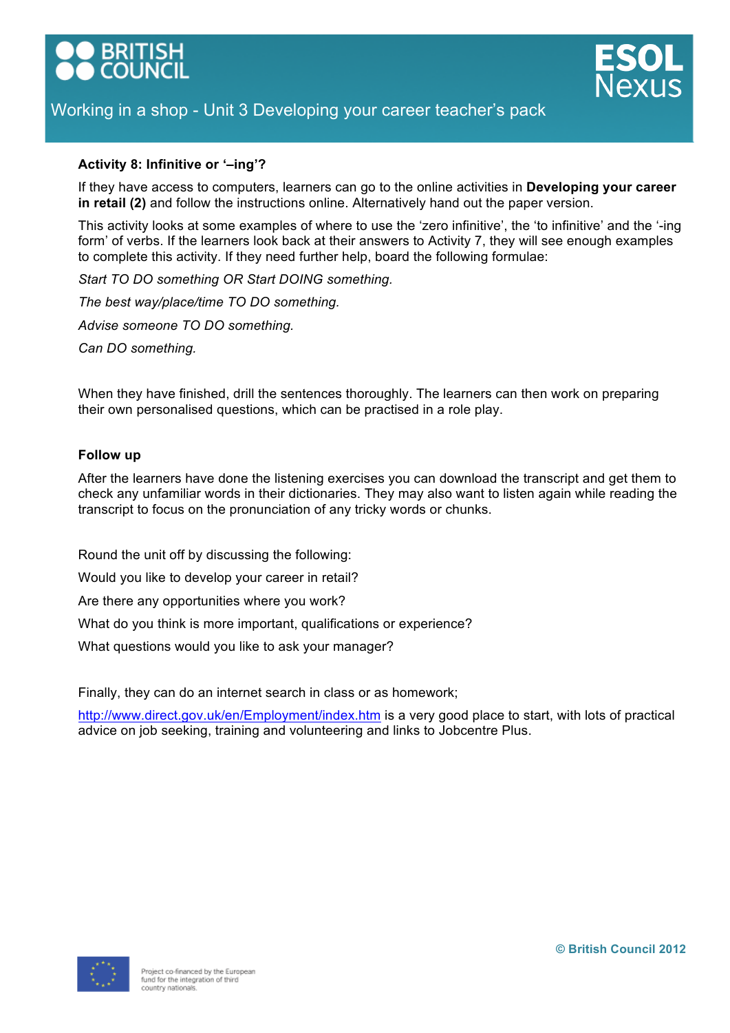**Activity 8: Infinitive or '–ing'?**

If they have access to computers, learners can go to the online activities in **Developing your career in retail (2)** and follow the instructions online. Alternatively hand out the paper version.

This activity looks at some examples of where to use the 'zero infinitive', the 'to infinitive' and the '-ing form' of verbs. If the learners look back at their answers to Activity 7, they will see enough examples to complete this activity. If they need further help, board the following formulae:

*Start TO DO something OR Start DOING something.*

*The best way/place/time TO DO something.*

*Advise someone TO DO something.*

*Can DO something.*

When they have finished, drill the sentences thoroughly. The learners can then work on preparing their own personalised questions, which can be practised in a role play.

**Follow up**

After the learners have done the listening exercises you can download the transcript and get them to check any unfamiliar words in their dictionaries. They may also want to listen again while reading the transcript to focus on the pronunciation of any tricky words or chunks.

Round the unit off by discussing the following:

Would you like to develop your career in retail?

Are there any opportunities where you work?

What do you think is more important, qualifications or experience?

What questions would you like to ask your manager?

Finally, they can do an internet search in class or as homework;

http://www.direct.gov.uk/en/Employment/index.htm is a very good place to start, with lots of practical advice on job seeking, training and volunteering and links to Jobcentre Plus.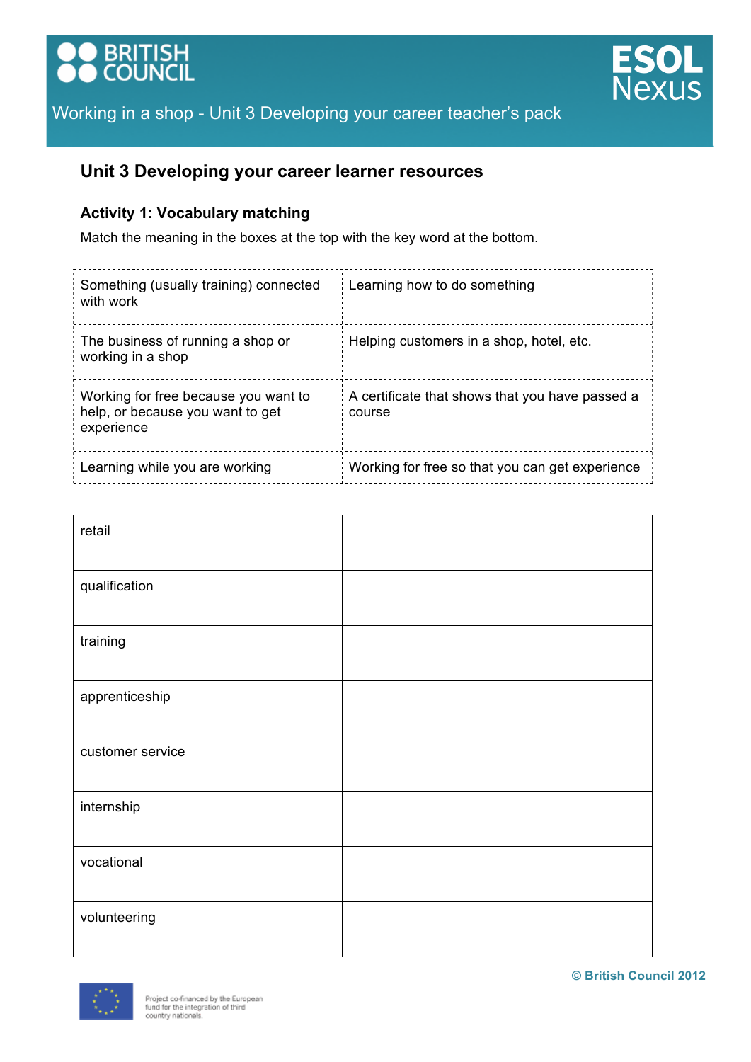## Unit 3 Developing your career learner resources

### Activity 1: Vocabulary matching

Match the meaning in the boxes at the top with the key word at the bottom.

| | |
|---|---|
| Something (usually training) connected with work | Learning how to do something |
| The business of running a shop or working in a shop | Helping customers in a shop, hotel, etc. |
| Working for free because you want to help, or because you want to get experience | A certificate that shows that you have passed a course |
| Learning while you are working | Working for free so that you can get experience |

| | |
|---|---|
| retail | |
| qualification | |
| training | |
| apprenticeship | |
| customer service | |
| internship | |
| vocational | |
| volunteering | |

© British Council 2012

Project co-financed by the European fund for the integration of third country nationals.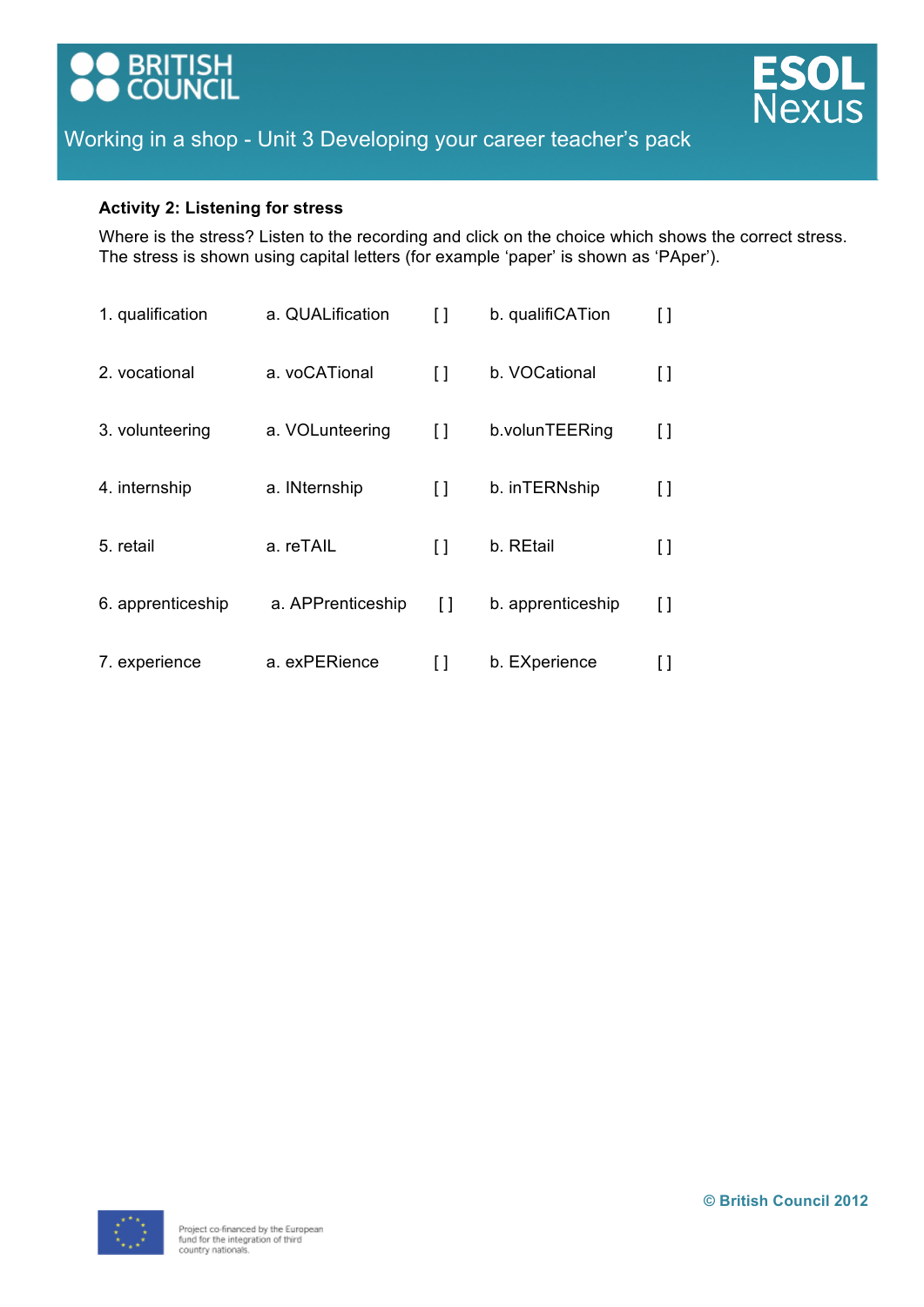### Activity 2: Listening for stress

Where is the stress? Listen to the recording and click on the choice which shows the correct stress. The stress is shown using capital letters (for example 'paper' is shown as 'PAper').

| | | | | |
|---|---|---|---|---|
| 1. qualification | a. QUALification | [ ] | b. qualifiCATion | [ ] |
| 2. vocational | a. voCATional | [ ] | b. VOCational | [ ] |
| 3. volunteering | a. VOLunteering | [ ] | b.volunTEERing | [ ] |
| 4. internship | a. INternship | [ ] | b. inTERNship | [ ] |
| 5. retail | a. reTAIL | [ ] | b. REtail | [ ] |
| 6. apprenticeship | a. APPrenticeship | [ ] | b. apprenticeship | [ ] |
| 7. experience | a. exPERience | [ ] | b. EXperience | [ ] |

© British Council 2012

Project co-financed by the European fund for the integration of third country nationals.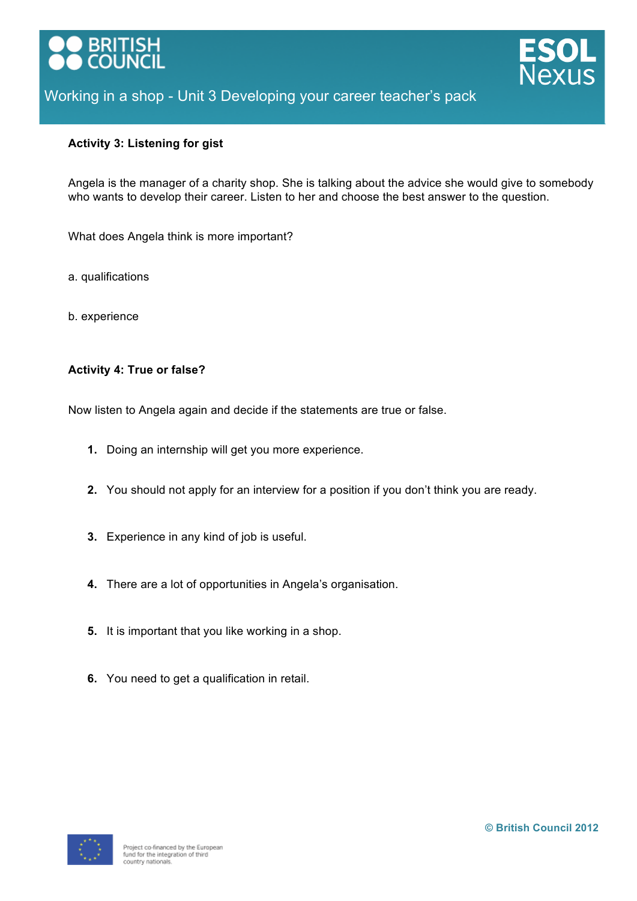### Activity 3: Listening for gist

Angela is the manager of a charity shop. She is talking about the advice she would give to somebody who wants to develop their career. Listen to her and choose the best answer to the question.

What does Angela think is more important?

a. qualifications

b. experience

### Activity 4: True or false?

Now listen to Angela again and decide if the statements are true or false.

1. Doing an internship will get you more experience.
2. You should not apply for an interview for a position if you don't think you are ready.
3. Experience in any kind of job is useful.
4. There are a lot of opportunities in Angela's organisation.
5. It is important that you like working in a shop.
6. You need to get a qualification in retail.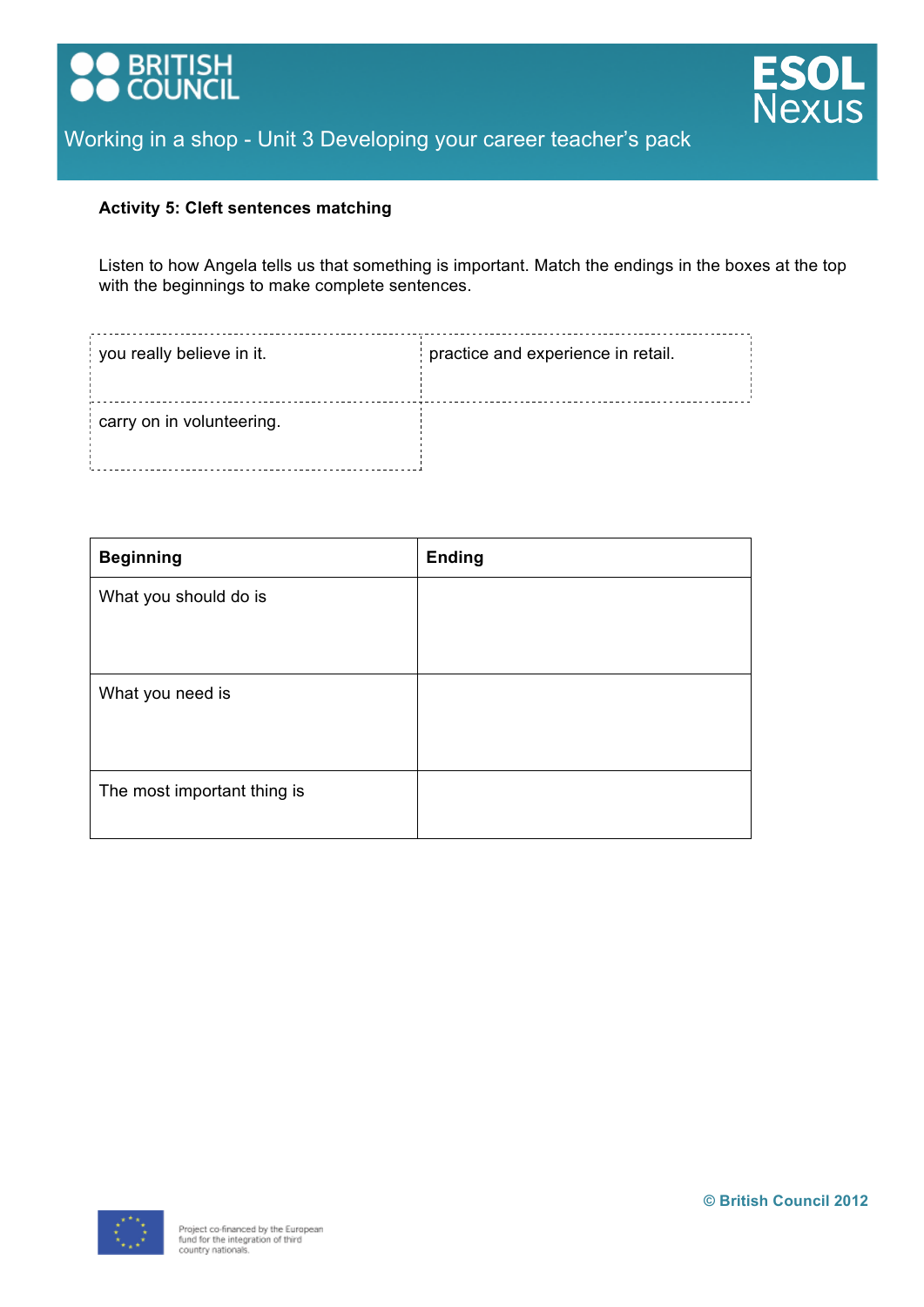**Activity 5: Cleft sentences matching**

Listen to how Angela tells us that something is important. Match the endings in the boxes at the top with the beginnings to make complete sentences.

| | |
|---|---|
| you really believe in it. | practice and experience in retail. |
| carry on in volunteering. | |

| Beginning | Ending |
|---|---|
| What you should do is | |
| What you need is | |
| The most important thing is | |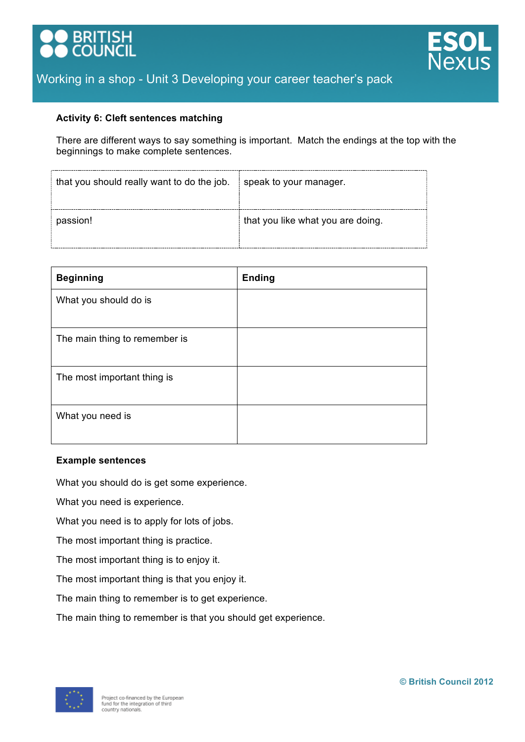### Activity 6: Cleft sentences matching

There are different ways to say something is important. Match the endings at the top with the beginnings to make complete sentences.

| | |
|---|---|
| that you should really want to do the job. | speak to your manager. |
| passion! | that you like what you are doing. |

| Beginning | Ending |
|---|---|
| What you should do is | |
| The main thing to remember is | |
| The most important thing is | |
| What you need is | |

### Example sentences

What you should do is get some experience.

What you need is experience.

What you need is to apply for lots of jobs.

The most important thing is practice.

The most important thing is to enjoy it.

The most important thing is that you enjoy it.

The main thing to remember is to get experience.

The main thing to remember is that you should get experience.

© British Council 2012

Project co-financed by the European fund for the integration of third country nationals.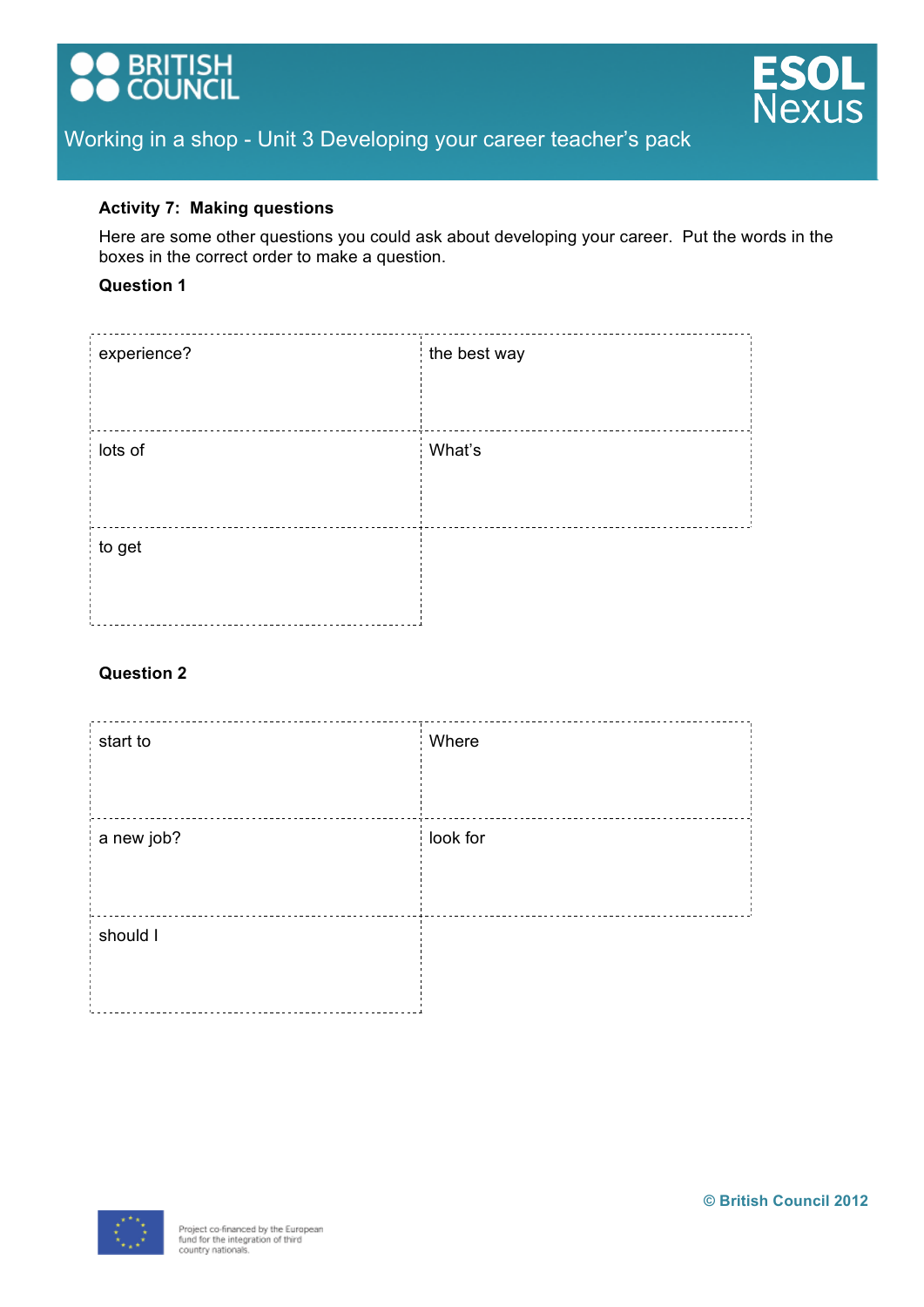### Activity 7: Making questions

Here are some other questions you could ask about developing your career. Put the words in the boxes in the correct order to make a question.

**Question 1**

| | |
|---|---|
| experience? | the best way |
| lots of | What's |
| to get | |

**Question 2**

| | |
|---|---|
| start to | Where |
| a new job? | look for |
| should I | |

Project co-financed by the European fund for the integration of third country nationals.

© British Council 2012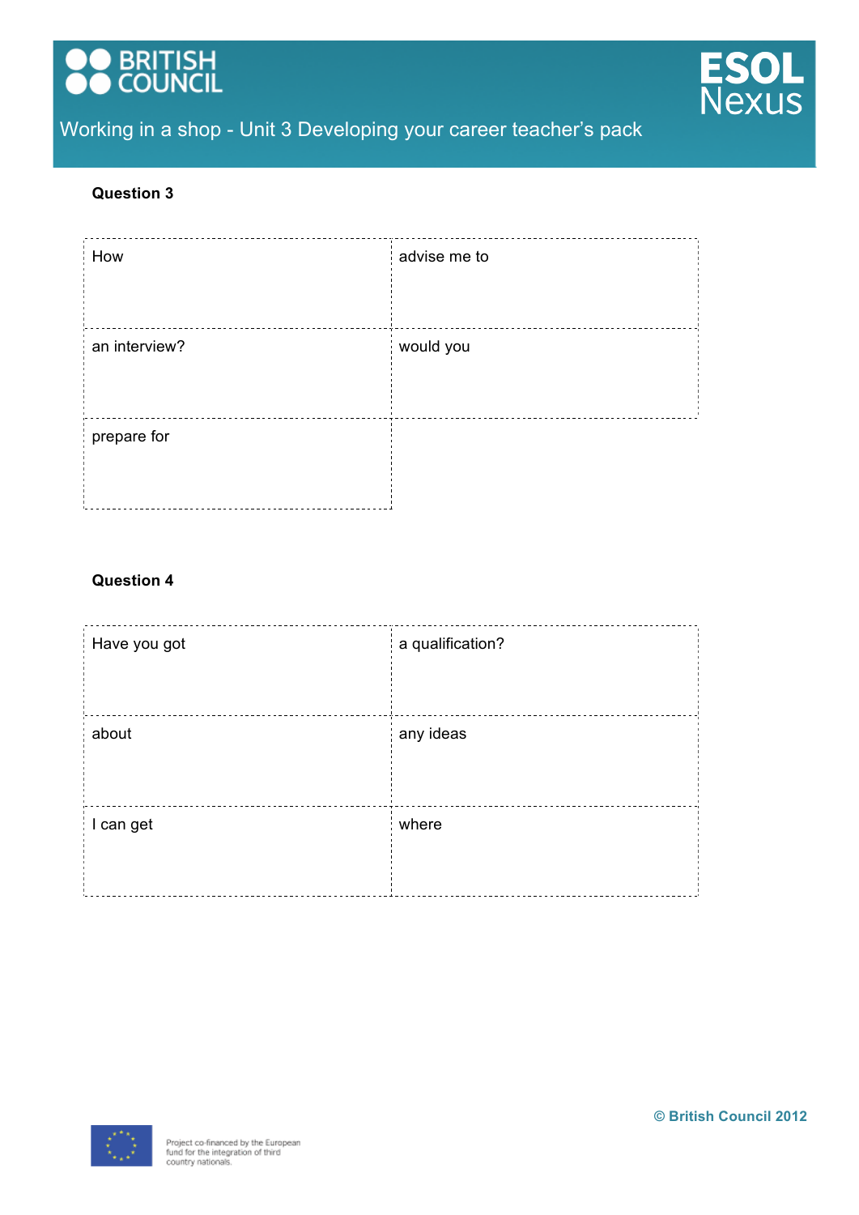**Question 3**

| | |
|---|---|
| How | advise me to |
| an interview? | would you |
| prepare for | |

**Question 4**

| | |
|---|---|
| Have you got | a qualification? |
| about | any ideas |
| I can get | where |

Project co-financed by the European fund for the integration of third country nationals.

© British Council 2012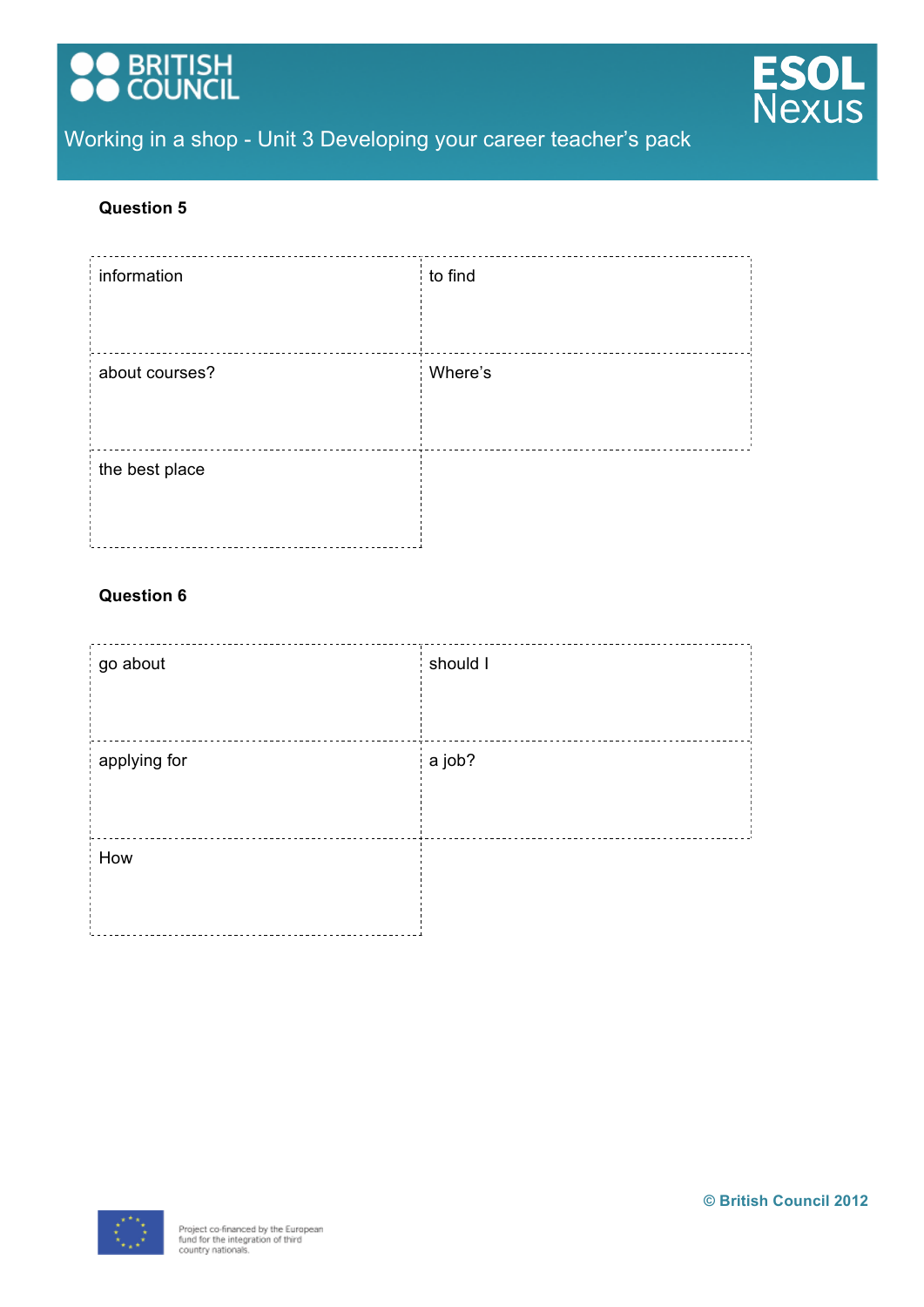**Question 5**

| | |
|---|---|
| information | to find |
| about courses? | Where's |
| the best place | |

**Question 6**

| | |
|---|---|
| go about | should I |
| applying for | a job? |
| How | |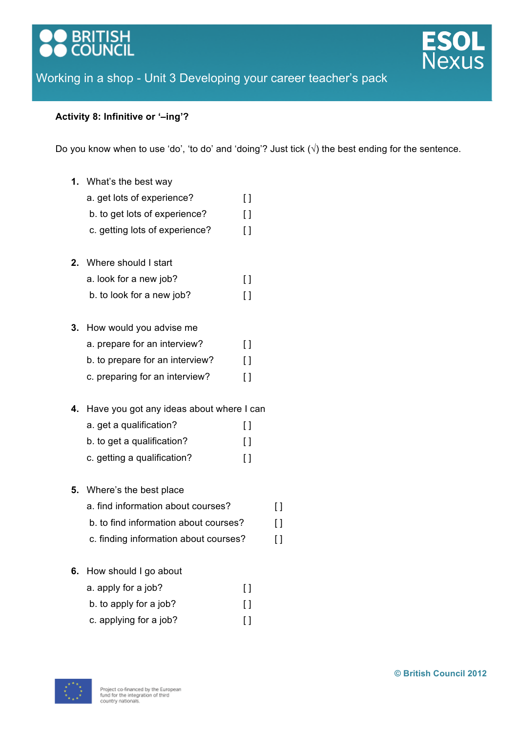Working in a shop - Unit 3 Developing your career teacher's pack

**Activity 8: Infinitive or '–ing'?**

Do you know when to use 'do', 'to do' and 'doing'? Just tick (√) the best ending for the sentence.

1. What's the best way
   - a. get lots of experience? [ ]
   - b. to get lots of experience? [ ]
   - c. getting lots of experience? [ ]

2. Where should I start
   - a. look for a new job? [ ]
   - b. to look for a new job? [ ]

3. How would you advise me
   - a. prepare for an interview? [ ]
   - b. to prepare for an interview? [ ]
   - c. preparing for an interview? [ ]

4. Have you got any ideas about where I can
   - a. get a qualification? [ ]
   - b. to get a qualification? [ ]
   - c. getting a qualification? [ ]

5. Where's the best place
   - a. find information about courses? [ ]
   - b. to find information about courses? [ ]
   - c. finding information about courses? [ ]

6. How should I go about
   - a. apply for a job? [ ]
   - b. to apply for a job? [ ]
   - c. applying for a job? [ ]

Project co-financed by the European fund for the integration of third country nationals.

© British Council 2012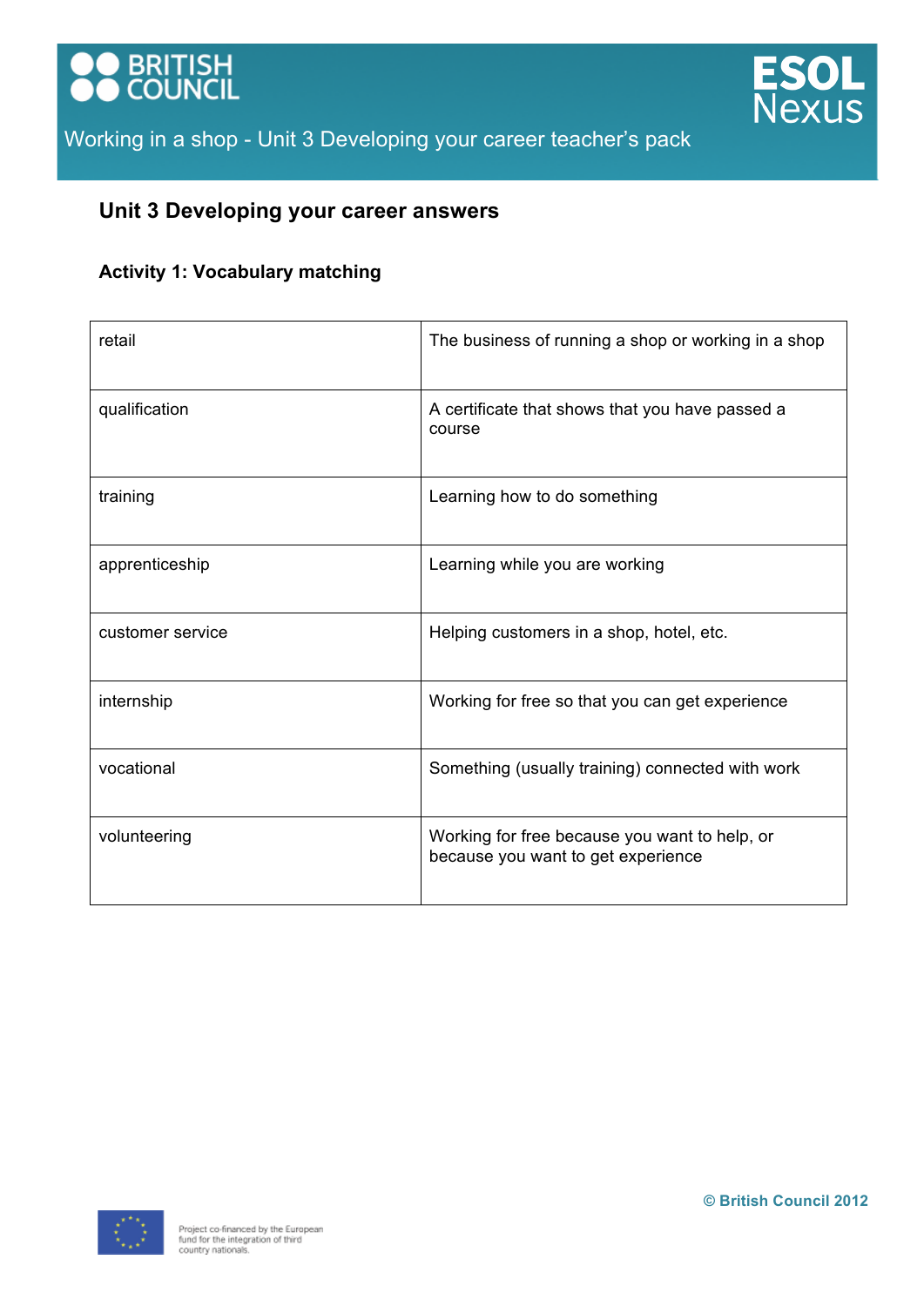## Unit 3 Developing your career answers

### Activity 1: Vocabulary matching

| | |
|---|---|
| retail | The business of running a shop or working in a shop |
| qualification | A certificate that shows that you have passed a course |
| training | Learning how to do something |
| apprenticeship | Learning while you are working |
| customer service | Helping customers in a shop, hotel, etc. |
| internship | Working for free so that you can get experience |
| vocational | Something (usually training) connected with work |
| volunteering | Working for free because you want to help, or because you want to get experience |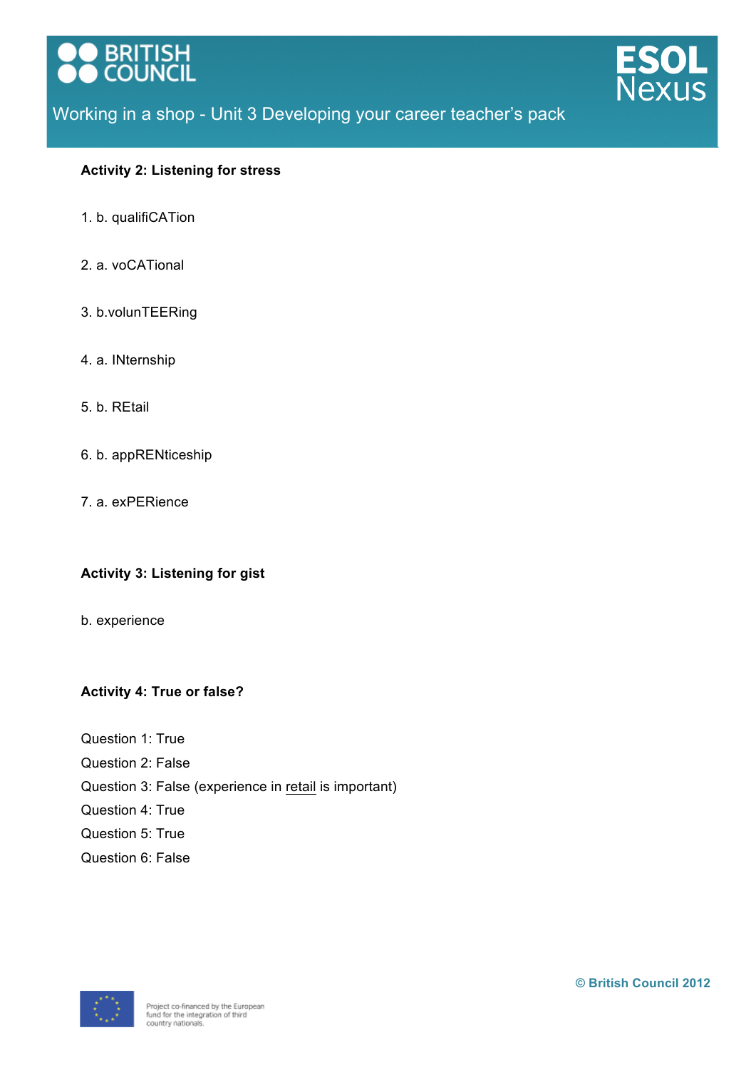### Activity 2: Listening for stress

1. b. qualifiCATion

2. a. voCATional

3. b.volunTEERing

4. a. INternship

5. b. REtail

6. b. appRENticeship

7. a. exPERience

### Activity 3: Listening for gist

b. experience

### Activity 4: True or false?

Question 1: True
Question 2: False
Question 3: False (experience in retail is important)
Question 4: True
Question 5: True
Question 6: False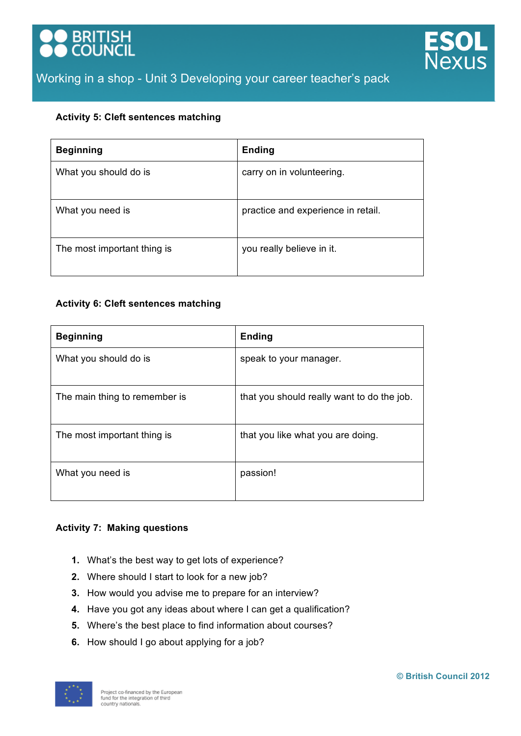### Activity 5: Cleft sentences matching

| Beginning | Ending |
|---|---|
| What you should do is | carry on in volunteering. |
| What you need is | practice and experience in retail. |
| The most important thing is | you really believe in it. |

### Activity 6: Cleft sentences matching

| Beginning | Ending |
|---|---|
| What you should do is | speak to your manager. |
| The main thing to remember is | that you should really want to do the job. |
| The most important thing is | that you like what you are doing. |
| What you need is | passion! |

### Activity 7: Making questions

1. What's the best way to get lots of experience?
2. Where should I start to look for a new job?
3. How would you advise me to prepare for an interview?
4. Have you got any ideas about where I can get a qualification?
5. Where's the best place to find information about courses?
6. How should I go about applying for a job?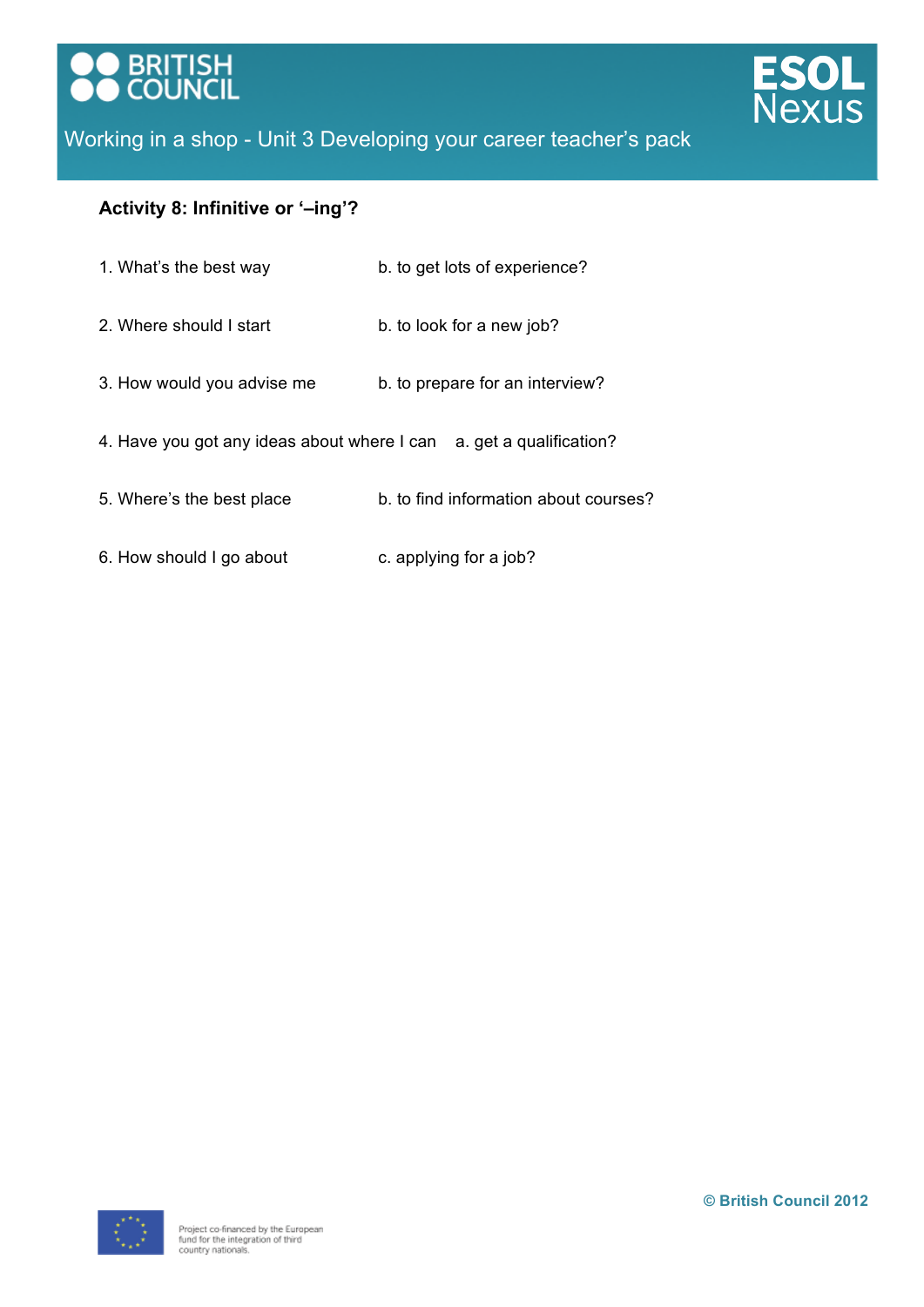**Activity 8: Infinitive or '–ing'?**

1. What's the best way b. to get lots of experience?

2. Where should I start b. to look for a new job?

3. How would you advise me b. to prepare for an interview?

4. Have you got any ideas about where I can a. get a qualification?

5. Where's the best place b. to find information about courses?

6. How should I go about c. applying for a job?

Project co-financed by the European fund for the integration of third country nationals.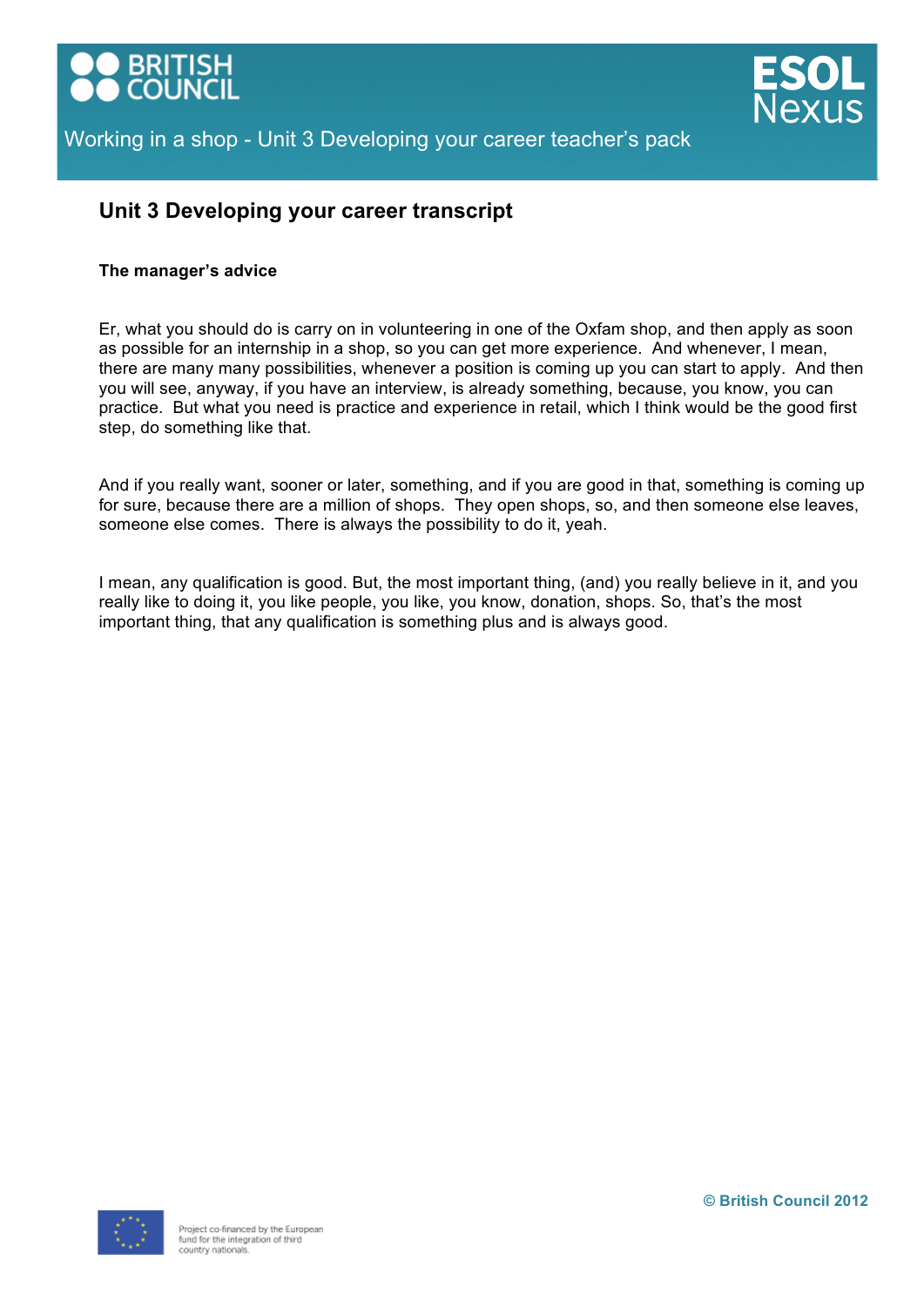## Unit 3 Developing your career transcript

**The manager's advice**

Er, what you should do is carry on in volunteering in one of the Oxfam shop, and then apply as soon as possible for an internship in a shop, so you can get more experience. And whenever, I mean, there are many many possibilities, whenever a position is coming up you can start to apply. And then you will see, anyway, if you have an interview, is already something, because, you know, you can practice. But what you need is practice and experience in retail, which I think would be the good first step, do something like that.

And if you really want, sooner or later, something, and if you are good in that, something is coming up for sure, because there are a million of shops. They open shops, so, and then someone else leaves, someone else comes. There is always the possibility to do it, yeah.

I mean, any qualification is good. But, the most important thing, (and) you really believe in it, and you really like to doing it, you like people, you like, you know, donation, shops. So, that's the most important thing, that any qualification is something plus and is always good.

© British Council 2012

Project co-financed by the European fund for the integration of third country nationals.